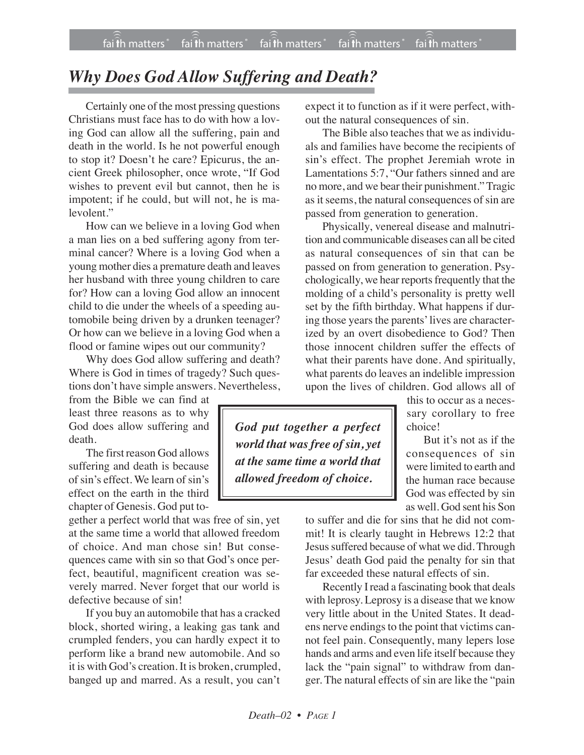# *Why Does God Allow Suffering and Death?*

Certainly one of the most pressing questions Christians must face has to do with how a loving God can allow all the suffering, pain and death in the world. Is he not powerful enough to stop it? Doesn't he care? Epicurus, the ancient Greek philosopher, once wrote, "If God wishes to prevent evil but cannot, then he is impotent; if he could, but will not, he is malevolent."

How can we believe in a loving God when a man lies on a bed suffering agony from terminal cancer? Where is a loving God when a young mother dies a premature death and leaves her husband with three young children to care for? How can a loving God allow an innocent child to die under the wheels of a speeding automobile being driven by a drunken teenager? Or how can we believe in a loving God when a flood or famine wipes out our community?

Why does God allow suffering and death? Where is God in times of tragedy? Such questions don't have simple answers. Nevertheless, from the Bible we can find at least three reasons as to why God does allow suffering and death.

The first reason God allows suffering and death is because of sin's effect. We learn of sin's effect on the earth in the third chapter of Genesis. God put together a perfect world that was free of sin, yet at the same time a world that allowed freedom of choice. And man chose sin! But consequences came with sin so that God's once perfect, beautiful, magnificent creation was severely marred. Never forget that our world is defective because of sin!

If you buy an automobile that has a cracked block, shorted wiring, a leaking gas tank and crumpled fenders, you can hardly expect it to perform like a brand new automobile. And so it is with God's creation. It is broken, crumpled, banged up and marred. As a result, you can't expect it to function as if it were perfect, without the natural consequences of sin.

The Bible also teaches that we as individuals and families have become the recipients of sin's effect. The prophet Jeremiah wrote in Lamentations 5:7, "Our fathers sinned and are no more, and we bear their punishment." Tragic as it seems, the natural consequences of sin are passed from generation to generation.

Physically, venereal disease and malnutrition and communicable diseases can all be cited as natural consequences of sin that can be passed on from generation to generation. Psychologically, we hear reports frequently that the molding of a child's personality is pretty well set by the fifth birthday. What happens if during those years the parents' lives are characterized by an overt disobedience to God? Then those innocent children suffer the effects of what their parents have done. And spiritually, what parents do leaves an indelible impression upon the lives of children. God allows all of this to occur as a necessary corollary to free choice!

> ***God put together a perfect world that was free of sin, yet at the same time a world that allowed freedom of choice.***

But it's not as if the consequences of sin were limited to earth and the human race because God was effected by sin as well. God sent his Son to suffer and die for sins that he did not commit! It is clearly taught in Hebrews 12:2 that Jesus suffered because of what we did. Through Jesus' death God paid the penalty for sin that far exceeded these natural effects of sin.

Recently I read a fascinating book that deals with leprosy. Leprosy is a disease that we know very little about in the United States. It deadens nerve endings to the point that victims cannot feel pain. Consequently, many lepers lose hands and arms and even life itself because they lack the "pain signal" to withdraw from danger. The natural effects of sin are like the "pain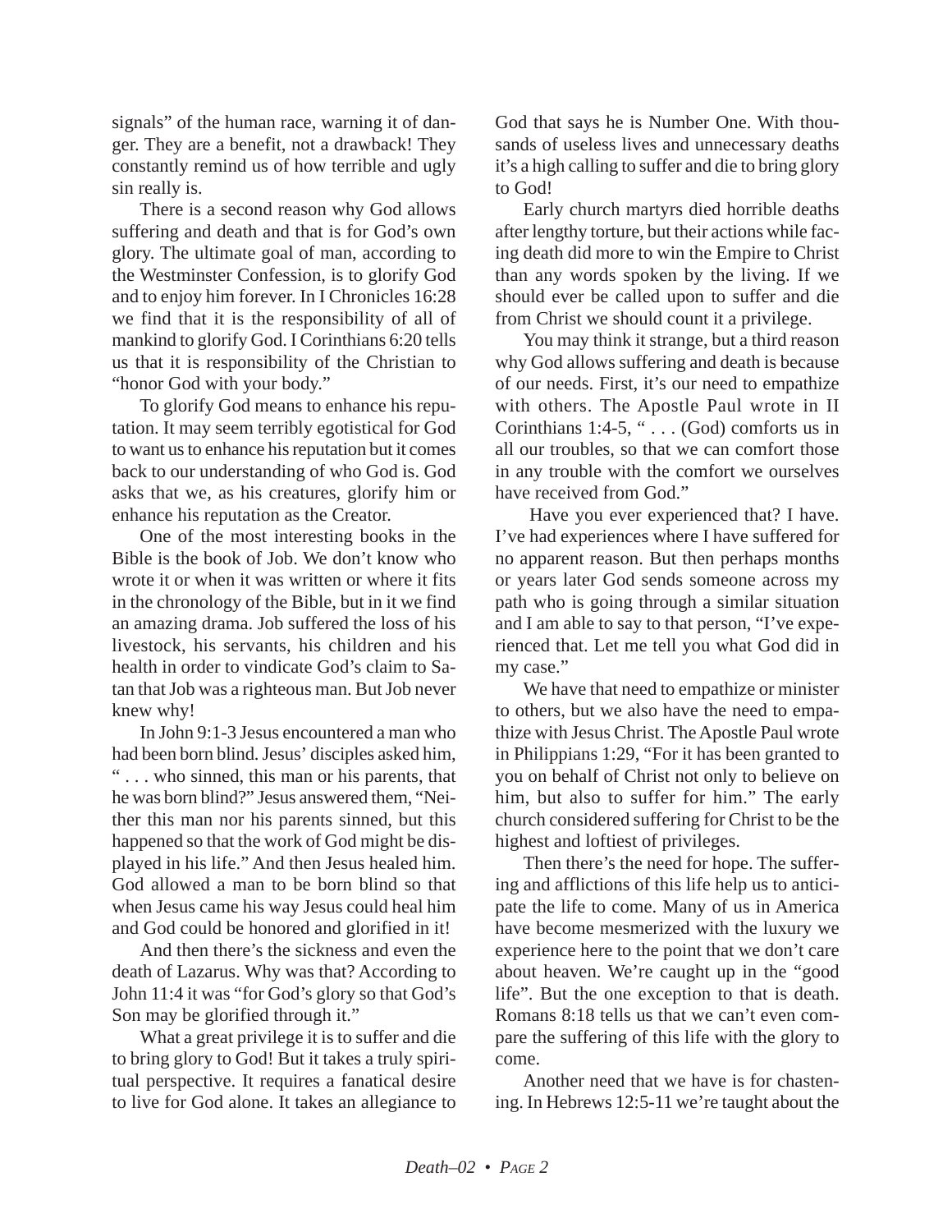signals" of the human race, warning it of danger. They are a benefit, not a drawback! They constantly remind us of how terrible and ugly sin really is.

There is a second reason why God allows suffering and death and that is for God's own glory. The ultimate goal of man, according to the Westminster Confession, is to glorify God and to enjoy him forever. In I Chronicles 16:28 we find that it is the responsibility of all of mankind to glorify God. I Corinthians 6:20 tells us that it is responsibility of the Christian to "honor God with your body."

To glorify God means to enhance his reputation. It may seem terribly egotistical for God to want us to enhance his reputation but it comes back to our understanding of who God is. God asks that we, as his creatures, glorify him or enhance his reputation as the Creator.

One of the most interesting books in the Bible is the book of Job. We don't know who wrote it or when it was written or where it fits in the chronology of the Bible, but in it we find an amazing drama. Job suffered the loss of his livestock, his servants, his children and his health in order to vindicate God's claim to Satan that Job was a righteous man. But Job never knew why!

In John 9:1-3 Jesus encountered a man who had been born blind. Jesus' disciples asked him, " . . . who sinned, this man or his parents, that he was born blind?" Jesus answered them, "Neither this man nor his parents sinned, but this happened so that the work of God might be displayed in his life." And then Jesus healed him. God allowed a man to be born blind so that when Jesus came his way Jesus could heal him and God could be honored and glorified in it!

And then there's the sickness and even the death of Lazarus. Why was that? According to John 11:4 it was "for God's glory so that God's Son may be glorified through it."

What a great privilege it is to suffer and die to bring glory to God! But it takes a truly spiritual perspective. It requires a fanatical desire to live for God alone. It takes an allegiance to God that says he is Number One. With thousands of useless lives and unnecessary deaths it's a high calling to suffer and die to bring glory to God!

Early church martyrs died horrible deaths after lengthy torture, but their actions while facing death did more to win the Empire to Christ than any words spoken by the living. If we should ever be called upon to suffer and die from Christ we should count it a privilege.

You may think it strange, but a third reason why God allows suffering and death is because of our needs. First, it's our need to empathize with others. The Apostle Paul wrote in II Corinthians 1:4-5, " . . . (God) comforts us in all our troubles, so that we can comfort those in any trouble with the comfort we ourselves have received from God."

Have you ever experienced that? I have. I've had experiences where I have suffered for no apparent reason. But then perhaps months or years later God sends someone across my path who is going through a similar situation and I am able to say to that person, "I've experienced that. Let me tell you what God did in my case."

We have that need to empathize or minister to others, but we also have the need to empathize with Jesus Christ. The Apostle Paul wrote in Philippians 1:29, "For it has been granted to you on behalf of Christ not only to believe on him, but also to suffer for him." The early church considered suffering for Christ to be the highest and loftiest of privileges.

Then there's the need for hope. The suffering and afflictions of this life help us to anticipate the life to come. Many of us in America have become mesmerized with the luxury we experience here to the point that we don't care about heaven. We're caught up in the "good life". But the one exception to that is death. Romans 8:18 tells us that we can't even compare the suffering of this life with the glory to come.

Another need that we have is for chastening. In Hebrews 12:5-11 we're taught about the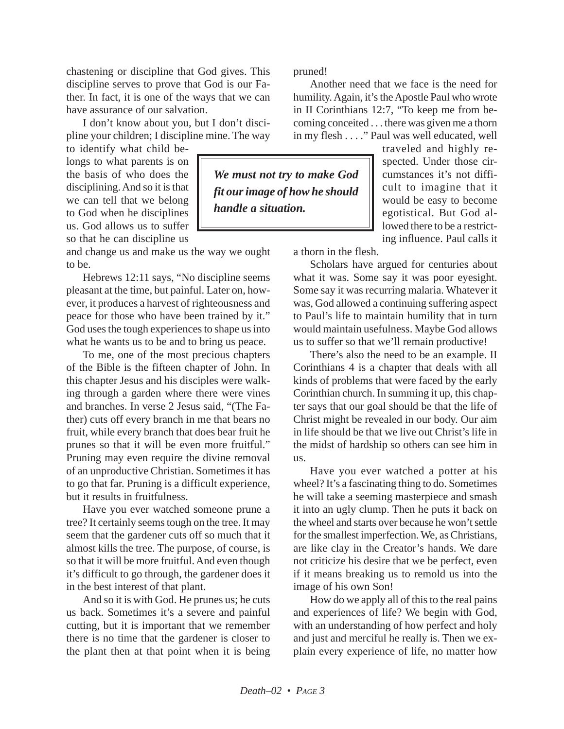chastening or discipline that God gives. This discipline serves to prove that God is our Father. In fact, it is one of the ways that we can have assurance of our salvation.

I don't know about you, but I don't discipline your children; I discipline mine. The way to identify what child belongs to what parents is on the basis of who does the disciplining. And so it is that we can tell that we belong to God when he disciplines us. God allows us to suffer so that he can discipline us and change us and make us the way we ought to be.

> ***We must not try to make God fit our image of how he should handle a situation.***

Hebrews 12:11 says, "No discipline seems pleasant at the time, but painful. Later on, however, it produces a harvest of righteousness and peace for those who have been trained by it." God uses the tough experiences to shape us into what he wants us to be and to bring us peace.

To me, one of the most precious chapters of the Bible is the fifteen chapter of John. In this chapter Jesus and his disciples were walking through a garden where there were vines and branches. In verse 2 Jesus said, "(The Father) cuts off every branch in me that bears no fruit, while every branch that does bear fruit he prunes so that it will be even more fruitful." Pruning may even require the divine removal of an unproductive Christian. Sometimes it has to go that far. Pruning is a difficult experience, but it results in fruitfulness.

Have you ever watched someone prune a tree? It certainly seems tough on the tree. It may seem that the gardener cuts off so much that it almost kills the tree. The purpose, of course, is so that it will be more fruitful. And even though it's difficult to go through, the gardener does it in the best interest of that plant.

And so it is with God. He prunes us; he cuts us back. Sometimes it's a severe and painful cutting, but it is important that we remember there is no time that the gardener is closer to the plant then at that point when it is being pruned!

Another need that we face is the need for humility. Again, it's the Apostle Paul who wrote in II Corinthians 12:7, "To keep me from becoming conceited . . . there was given me a thorn in my flesh . . . ." Paul was well educated, well traveled and highly respected. Under those circumstances it's not difficult to imagine that it would be easy to become egotistical. But God allowed there to be a restricting influence. Paul calls it a thorn in the flesh.

Scholars have argued for centuries about what it was. Some say it was poor eyesight. Some say it was recurring malaria. Whatever it was, God allowed a continuing suffering aspect to Paul's life to maintain humility that in turn would maintain usefulness. Maybe God allows us to suffer so that we'll remain productive!

There's also the need to be an example. II Corinthians 4 is a chapter that deals with all kinds of problems that were faced by the early Corinthian church. In summing it up, this chapter says that our goal should be that the life of Christ might be revealed in our body. Our aim in life should be that we live out Christ's life in the midst of hardship so others can see him in us.

Have you ever watched a potter at his wheel? It's a fascinating thing to do. Sometimes he will take a seeming masterpiece and smash it into an ugly clump. Then he puts it back on the wheel and starts over because he won't settle for the smallest imperfection. We, as Christians, are like clay in the Creator's hands. We dare not criticize his desire that we be perfect, even if it means breaking us to remold us into the image of his own Son!

How do we apply all of this to the real pains and experiences of life? We begin with God, with an understanding of how perfect and holy and just and merciful he really is. Then we explain every experience of life, no matter how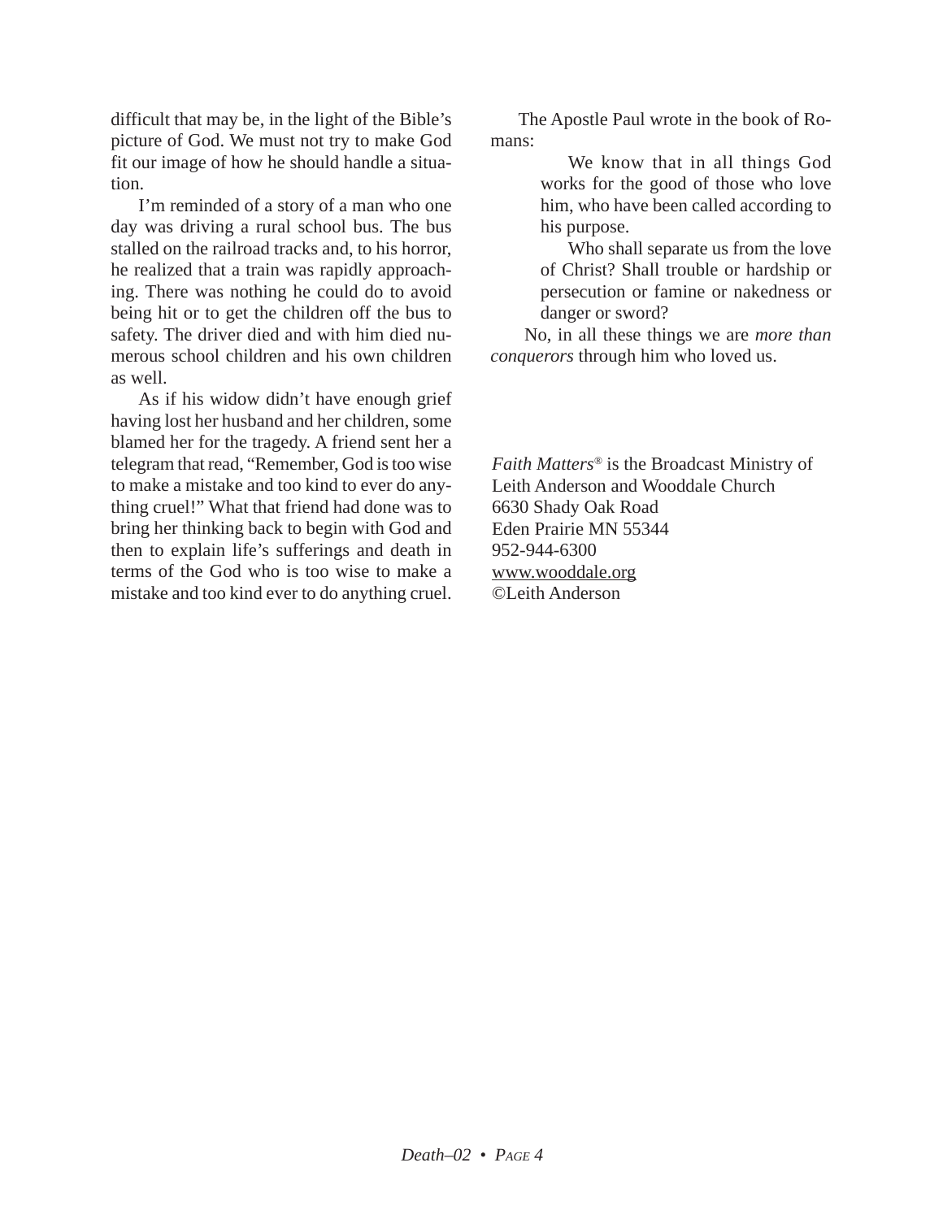difficult that may be, in the light of the Bible's picture of God. We must not try to make God fit our image of how he should handle a situation.

I'm reminded of a story of a man who one day was driving a rural school bus. The bus stalled on the railroad tracks and, to his horror, he realized that a train was rapidly approaching. There was nothing he could do to avoid being hit or to get the children off the bus to safety. The driver died and with him died numerous school children and his own children as well.

As if his widow didn't have enough grief having lost her husband and her children, some blamed her for the tragedy. A friend sent her a telegram that read, "Remember, God is too wise to make a mistake and too kind to ever do anything cruel!" What that friend had done was to bring her thinking back to begin with God and then to explain life's sufferings and death in terms of the God who is too wise to make a mistake and too kind ever to do anything cruel.

The Apostle Paul wrote in the book of Romans:

> We know that in all things God works for the good of those who love him, who have been called according to his purpose.
>
> Who shall separate us from the love of Christ? Shall trouble or hardship or persecution or famine or nakedness or danger or sword?

No, in all these things we are *more than conquerors* through him who loved us.

*Faith Matters*® is the Broadcast Ministry of
Leith Anderson and Wooddale Church
6630 Shady Oak Road
Eden Prairie MN 55344
952-944-6300
www.wooddale.org
©Leith Anderson